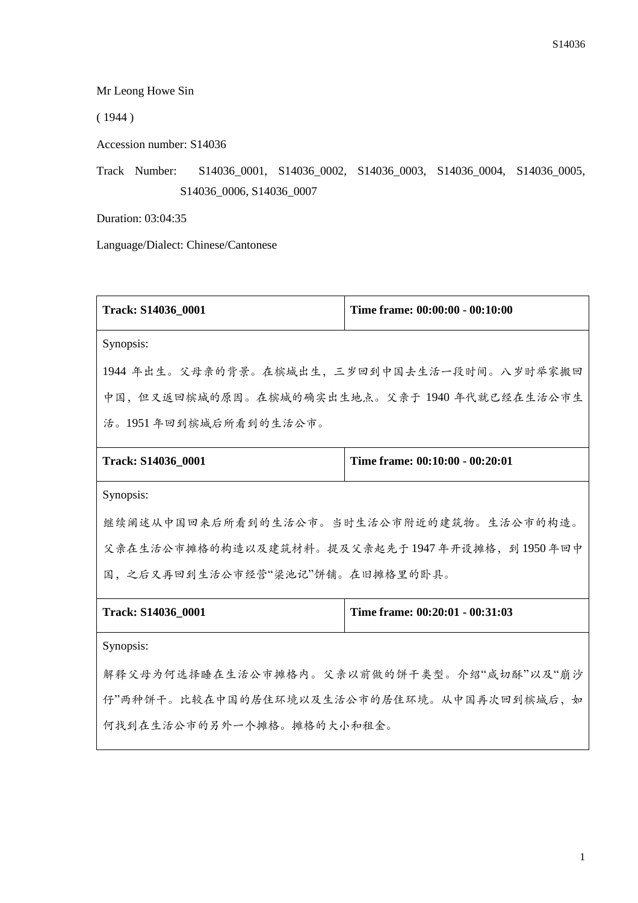Mr Leong Howe Sin

( 1944 )

Accession number: S14036

Track Number: S14036_0001, S14036_0002, S14036_0003, S14036_0004, S14036_0005, S14036_0006, S14036_0007

Duration: 03:04:35

Language/Dialect: Chinese/Cantonese

| **Track: S14036_0001** | **Time frame: 00:00:00 - 00:10:00** |
|---|---|
| Synopsis:<br>1944 年出生。父母亲的背景。在槟城出生，三岁回到中国去生活一段时间。八岁时举家搬回中国，但又返回槟城的原因。在槟城的确实出生地点。父亲于 1940 年代就已经在生活公市生活。1951 年回到槟城后所看到的生活公市。 | |
| **Track: S14036_0001** | **Time frame: 00:10:00 - 00:20:01** |
| Synopsis:<br>继续阐述从中国回来后所看到的生活公市。当时生活公市附近的建筑物。生活公市的构造。父亲在生活公市摊格的构造以及建筑材料。提及父亲起先于 1947 年开设摊格，到 1950 年回中国，之后又再回到生活公市经营"梁池记"饼铺。在旧摊格里的卧具。 | |
| **Track: S14036_0001** | **Time frame: 00:20:01 - 00:31:03** |
| Synopsis:<br>解释父母为何选择睡在生活公市摊格内。父亲以前做的饼干类型。介绍"咸切酥"以及"崩沙仔"两种饼干。比较在中国的居住环境以及生活公市的居住环境。从中国再次回到槟城后，如何找到在生活公市的另外一个摊格。摊格的大小和租金。 | |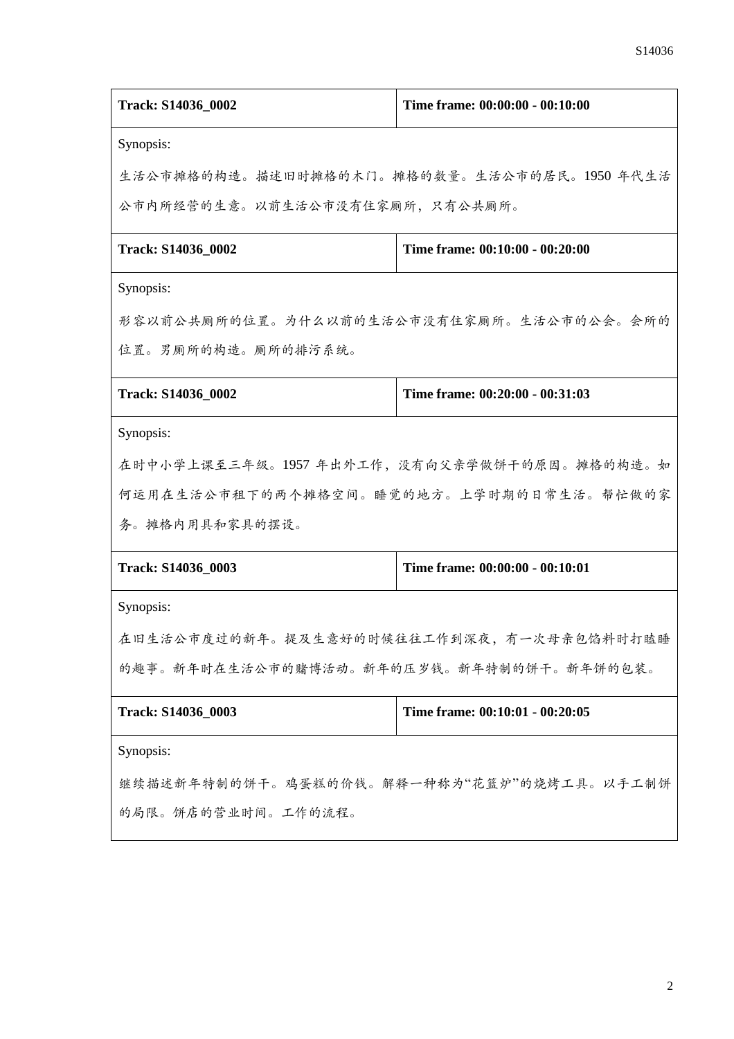| Track: S14036_0002 | Time frame: 00:00:00 - 00:10:00 |
| --- | --- |
| Synopsis:<br>生活公市摊格的构造。描述旧时摊格的木门。摊格的数量。生活公市的居民。1950 年代生活公市内所经营的生意。以前生活公市没有住家厕所，只有公共厕所。 | |

| Track: S14036_0002 | Time frame: 00:10:00 - 00:20:00 |
| --- | --- |
| Synopsis:<br>形容以前公共厕所的位置。为什么以前的生活公市没有住家厕所。生活公市的公会。会所的位置。男厕所的构造。厕所的排污系统。 | |

| Track: S14036_0002 | Time frame: 00:20:00 - 00:31:03 |
| --- | --- |
| Synopsis:<br>在时中小学上课至三年级。1957 年出外工作，没有向父亲学做饼干的原因。摊格的构造。如何运用在生活公市租下的两个摊格空间。睡觉的地方。上学时期的日常生活。帮忙做的家务。摊格内用具和家具的摆设。 | |

| Track: S14036_0003 | Time frame: 00:00:00 - 00:10:01 |
| --- | --- |
| Synopsis:<br>在旧生活公市度过的新年。提及生意好的时候往往工作到深夜，有一次母亲包馅料时打瞌睡的趣事。新年时在生活公市的赌博活动。新年的压岁钱。新年特制的饼干。新年饼的包装。 | |

| Track: S14036_0003 | Time frame: 00:10:01 - 00:20:05 |
| --- | --- |
| Synopsis:<br>继续描述新年特制的饼干。鸡蛋糕的价钱。解释一种称为"花篮炉"的烧烤工具。以手工制饼的局限。饼店的营业时间。工作的流程。 | |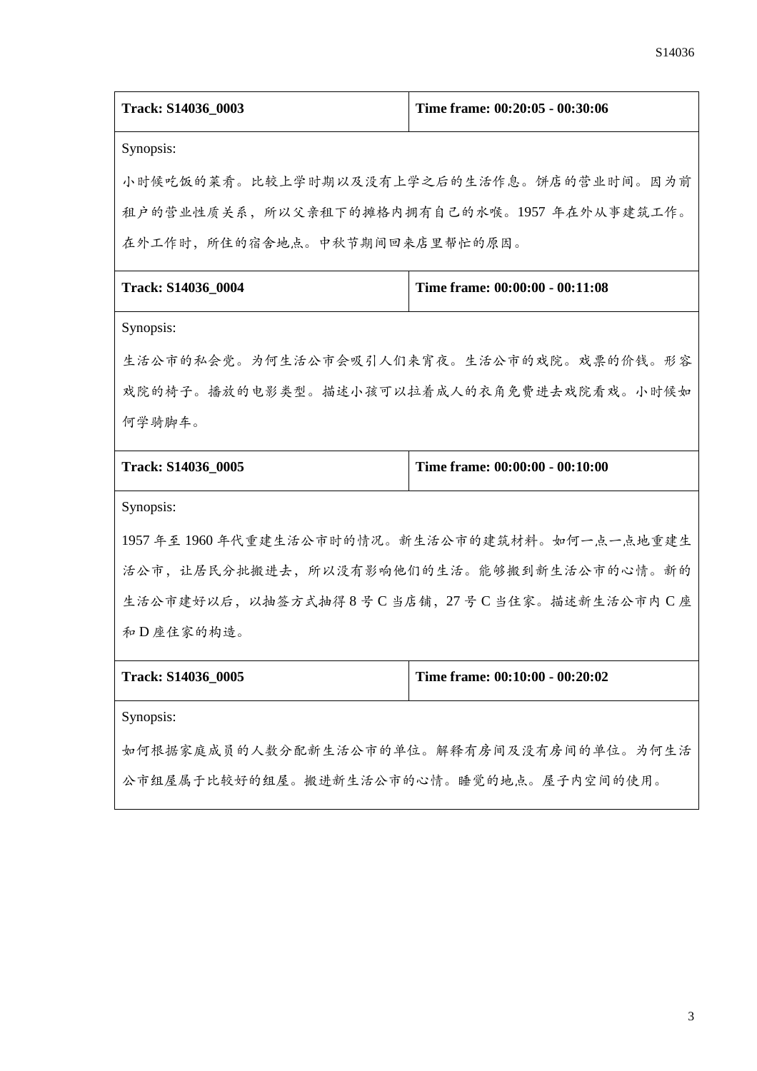| **Track: S14036_0003** | **Time frame: 00:20:05 - 00:30:06** |
|---|---|
| Synopsis:<br>小时候吃饭的菜肴。比较上学时期以及没有上学之后的生活作息。饼店的营业时间。因为前租户的营业性质关系，所以父亲租下的摊格内拥有自己的水喉。1957 年在外从事建筑工作。在外工作时，所住的宿舍地点。中秋节期间回来店里帮忙的原因。 | |
| **Track: S14036_0004** | **Time frame: 00:00:00 - 00:11:08** |
| Synopsis:<br>生活公市的私会党。为何生活公市会吸引人们来宵夜。生活公市的戏院。戏票的价钱。形容戏院的椅子。播放的电影类型。描述小孩可以拉着成人的衣角免费进去戏院看戏。小时候如何学骑脚车。 | |
| **Track: S14036_0005** | **Time frame: 00:00:00 - 00:10:00** |
| Synopsis:<br>1957 年至 1960 年代重建生活公市时的情况。新生活公市的建筑材料。如何一点一点地重建生活公市，让居民分批搬进去，所以没有影响他们的生活。能够搬到新生活公市的心情。新的生活公市建好以后，以抽签方式抽得 8 号 C 当店铺，27 号 C 当住家。描述新生活公市内 C 座和 D 座住家的构造。 | |
| **Track: S14036_0005** | **Time frame: 00:10:00 - 00:20:02** |
| Synopsis:<br>如何根据家庭成员的人数分配新生活公市的单位。解释有房间及没有房间的单位。为何生活公市组屋属于比较好的组屋。搬进新生活公市的心情。睡觉的地点。屋子内空间的使用。 | |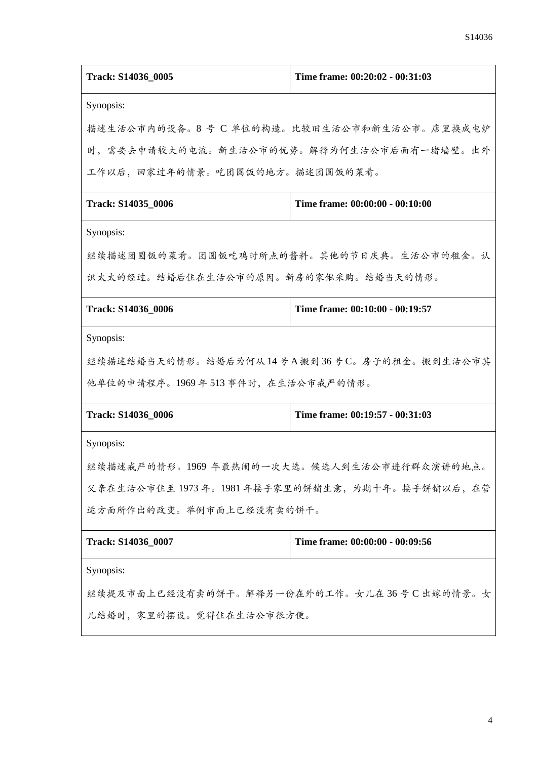| Track: S14036_0005 | Time frame: 00:20:02 - 00:31:03 |
|---|---|
| Synopsis:<br>描述生活公市内的设备。8 号 C 单位的构造。比较旧生活公市和新生活公市。店里换成电炉时，需要去申请较大的电流。新生活公市的优势。解释为何生活公市后面有一堵墙壁。出外工作以后，回家过年的情景。吃团圆饭的地方。描述团圆饭的菜肴。 | |
| **Track: S14035_0006** | **Time frame: 00:00:00 - 00:10:00** |
| Synopsis:<br>继续描述团圆饭的菜肴。团圆饭吃鸡时所点的酱料。其他的节日庆典。生活公市的租金。认识太太的经过。结婚后住在生活公市的原因。新房的家俬采购。结婚当天的情形。 | |
| **Track: S14036_0006** | **Time frame: 00:10:00 - 00:19:57** |
| Synopsis:<br>继续描述结婚当天的情形。结婚后为何从 14 号 A 搬到 36 号 C。房子的租金。搬到生活公市其他单位的申请程序。1969 年 513 事件时，在生活公市戒严的情形。 | |
| **Track: S14036_0006** | **Time frame: 00:19:57 - 00:31:03** |
| Synopsis:<br>继续描述戒严的情形。1969 年最热闹的一次大选。候选人到生活公市进行群众演讲的地点。父亲在生活公市住至 1973 年。1981 年接手家里的饼铺生意，为期十年。接手饼铺以后，在营运方面所作出的改变。举例市面上已经没有卖的饼干。 | |
| **Track: S14036_0007** | **Time frame: 00:00:00 - 00:09:56** |
| Synopsis:<br>继续提及市面上已经没有卖的饼干。解释另一份在外的工作。女儿在 36 号 C 出嫁的情景。女儿结婚时，家里的摆设。觉得住在生活公市很方便。 | |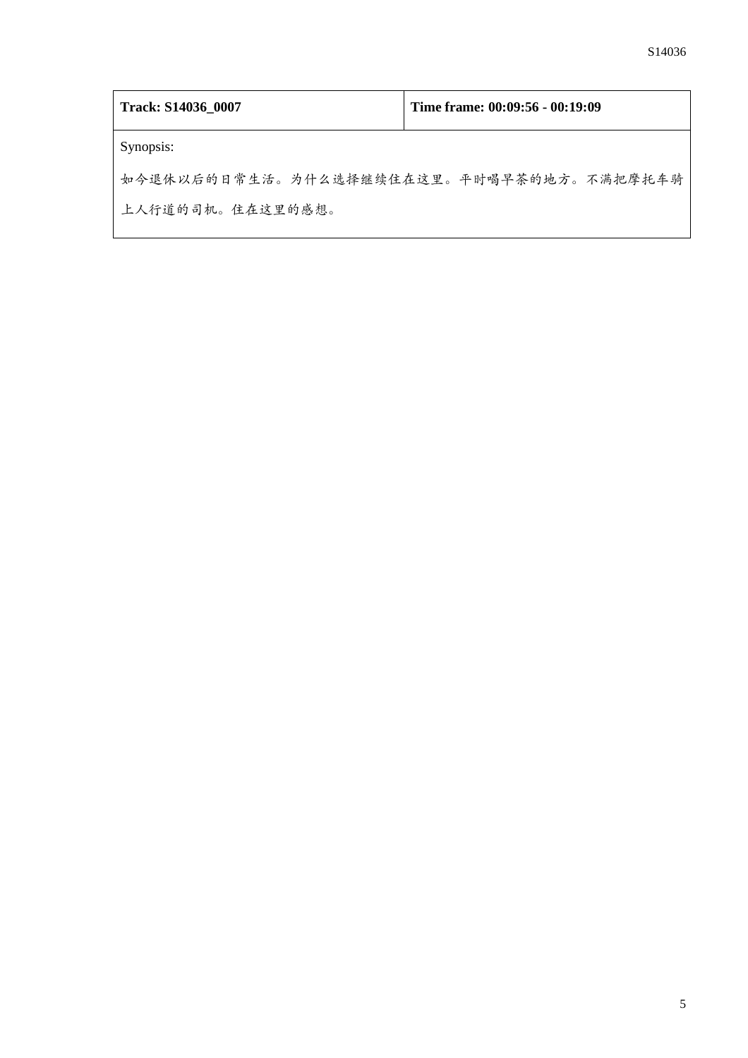| **Track: S14036_0007** | **Time frame: 00:09:56 - 00:19:09** |
| --- | --- |
| Synopsis:<br>如今退休以后的日常生活。为什么选择继续住在这里。平时喝早茶的地方。不满把摩托车骑上人行道的司机。住在这里的感想。 | |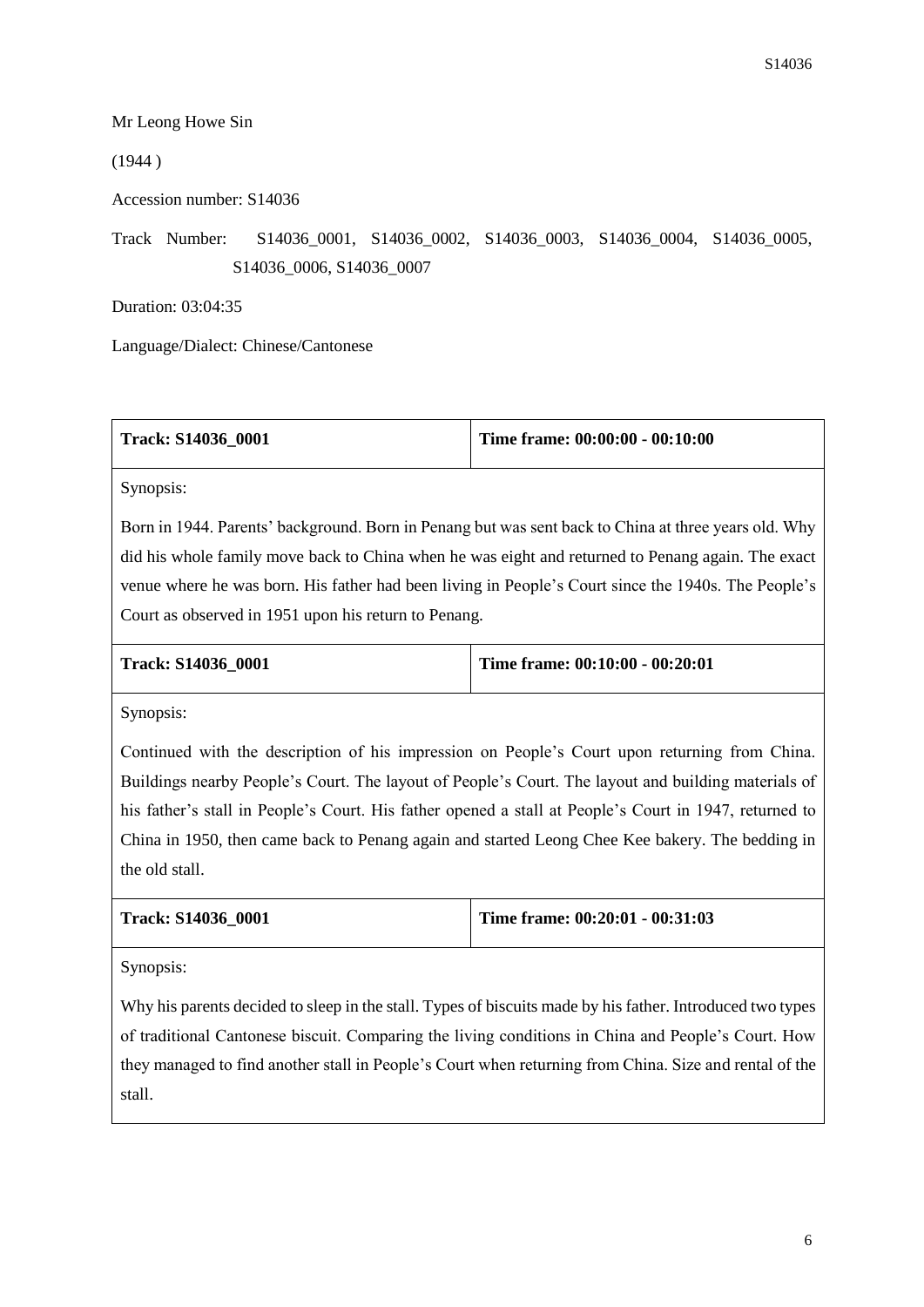Mr Leong Howe Sin

(1944 )

Accession number: S14036

Track Number: S14036_0001, S14036_0002, S14036_0003, S14036_0004, S14036_0005, S14036_0006, S14036_0007

Duration: 03:04:35

Language/Dialect: Chinese/Cantonese

| **Track: S14036_0001** | **Time frame: 00:00:00 - 00:10:00** |
| --- | --- |
| Synopsis: Born in 1944. Parents' background. Born in Penang but was sent back to China at three years old. Why did his whole family move back to China when he was eight and returned to Penang again. The exact venue where he was born. His father had been living in People's Court since the 1940s. The People's Court as observed in 1951 upon his return to Penang. | |

| **Track: S14036_0001** | **Time frame: 00:10:00 - 00:20:01** |
| --- | --- |
| Synopsis: Continued with the description of his impression on People's Court upon returning from China. Buildings nearby People's Court. The layout of People's Court. The layout and building materials of his father's stall in People's Court. His father opened a stall at People's Court in 1947, returned to China in 1950, then came back to Penang again and started Leong Chee Kee bakery. The bedding in the old stall. | |

| **Track: S14036_0001** | **Time frame: 00:20:01 - 00:31:03** |
| --- | --- |
| Synopsis: Why his parents decided to sleep in the stall. Types of biscuits made by his father. Introduced two types of traditional Cantonese biscuit. Comparing the living conditions in China and People's Court. How they managed to find another stall in People's Court when returning from China. Size and rental of the stall. | |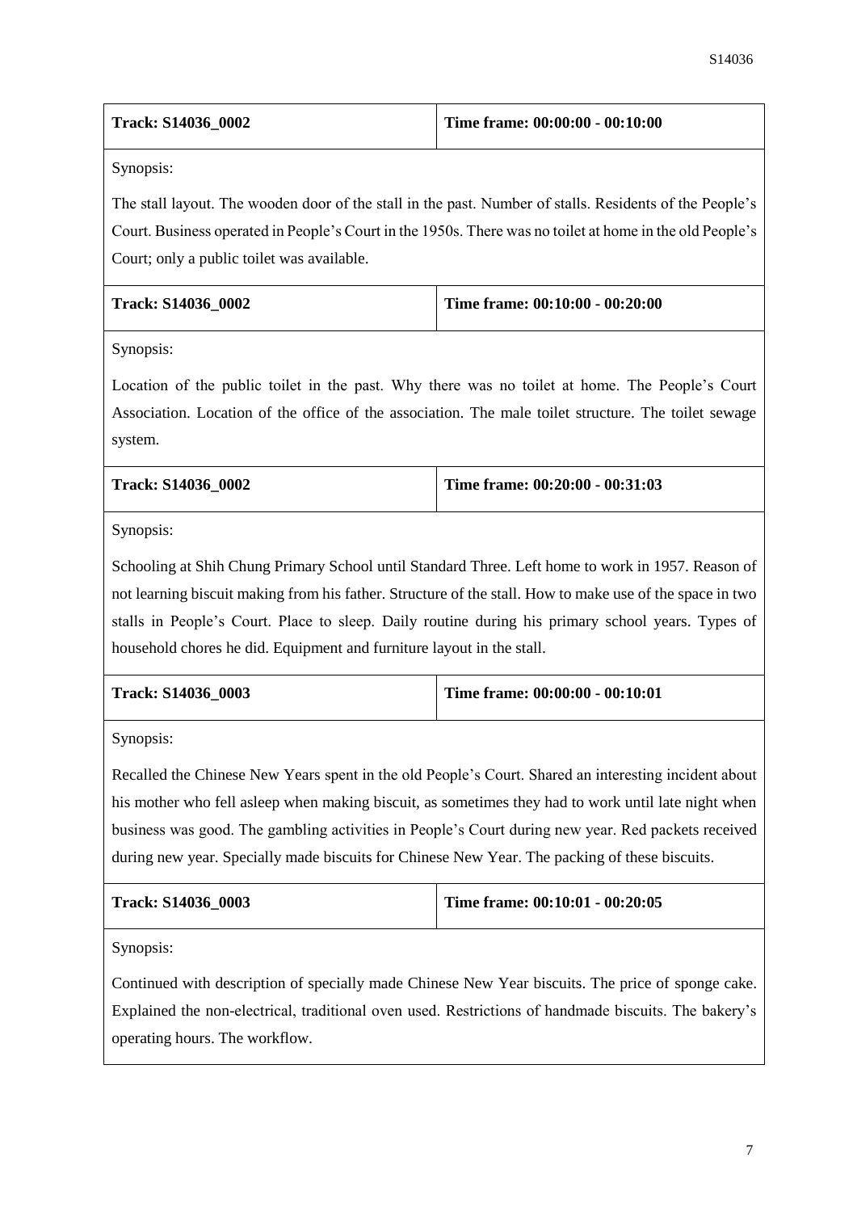| **Track: S14036_0002** | **Time frame: 00:00:00 - 00:10:00** |
|---|---|

Synopsis:

The stall layout. The wooden door of the stall in the past. Number of stalls. Residents of the People's Court. Business operated in People's Court in the 1950s. There was no toilet at home in the old People's Court; only a public toilet was available.

| **Track: S14036_0002** | **Time frame: 00:10:00 - 00:20:00** |
|---|---|

Synopsis:

Location of the public toilet in the past. Why there was no toilet at home. The People's Court Association. Location of the office of the association. The male toilet structure. The toilet sewage system.

| **Track: S14036_0002** | **Time frame: 00:20:00 - 00:31:03** |
|---|---|

Synopsis:

Schooling at Shih Chung Primary School until Standard Three. Left home to work in 1957. Reason of not learning biscuit making from his father. Structure of the stall. How to make use of the space in two stalls in People's Court. Place to sleep. Daily routine during his primary school years. Types of household chores he did. Equipment and furniture layout in the stall.

| **Track: S14036_0003** | **Time frame: 00:00:00 - 00:10:01** |
|---|---|

Synopsis:

Recalled the Chinese New Years spent in the old People's Court. Shared an interesting incident about his mother who fell asleep when making biscuit, as sometimes they had to work until late night when business was good. The gambling activities in People's Court during new year. Red packets received during new year. Specially made biscuits for Chinese New Year. The packing of these biscuits.

| **Track: S14036_0003** | **Time frame: 00:10:01 - 00:20:05** |
|---|---|

Synopsis:

Continued with description of specially made Chinese New Year biscuits. The price of sponge cake. Explained the non-electrical, traditional oven used. Restrictions of handmade biscuits. The bakery's operating hours. The workflow.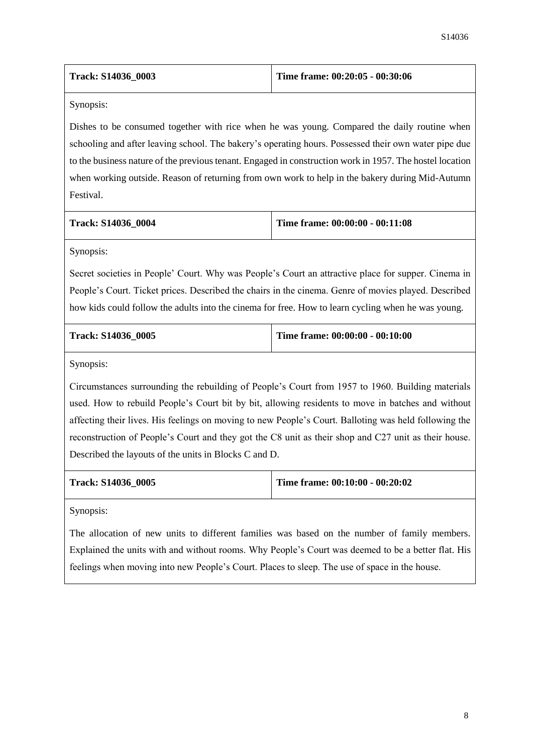| **Track: S14036_0003** | **Time frame: 00:20:05 - 00:30:06** |
|---|---|

Synopsis:

Dishes to be consumed together with rice when he was young. Compared the daily routine when schooling and after leaving school. The bakery's operating hours. Possessed their own water pipe due to the business nature of the previous tenant. Engaged in construction work in 1957. The hostel location when working outside. Reason of returning from own work to help in the bakery during Mid-Autumn Festival.

| **Track: S14036_0004** | **Time frame: 00:00:00 - 00:11:08** |
|---|---|

Synopsis:

Secret societies in People' Court. Why was People's Court an attractive place for supper. Cinema in People's Court. Ticket prices. Described the chairs in the cinema. Genre of movies played. Described how kids could follow the adults into the cinema for free. How to learn cycling when he was young.

| **Track: S14036_0005** | **Time frame: 00:00:00 - 00:10:00** |
|---|---|

Synopsis:

Circumstances surrounding the rebuilding of People's Court from 1957 to 1960. Building materials used. How to rebuild People's Court bit by bit, allowing residents to move in batches and without affecting their lives. His feelings on moving to new People's Court. Balloting was held following the reconstruction of People's Court and they got the C8 unit as their shop and C27 unit as their house. Described the layouts of the units in Blocks C and D.

| **Track: S14036_0005** | **Time frame: 00:10:00 - 00:20:02** |
|---|---|

Synopsis:

The allocation of new units to different families was based on the number of family members. Explained the units with and without rooms. Why People's Court was deemed to be a better flat. His feelings when moving into new People's Court. Places to sleep. The use of space in the house.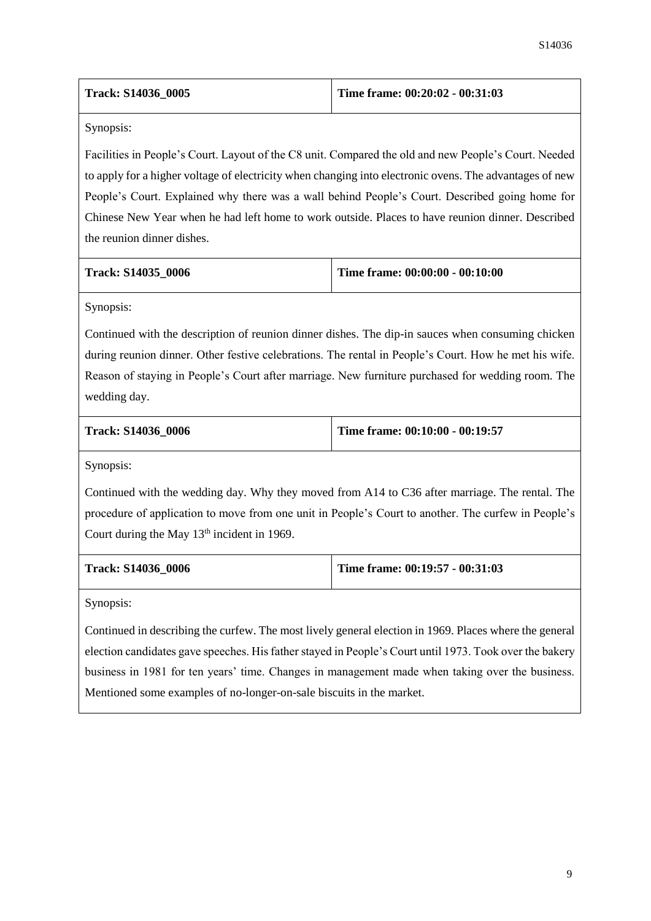| Track: S14036_0005 | Time frame: 00:20:02 - 00:31:03 |
|---|---|

Synopsis:

Facilities in People's Court. Layout of the C8 unit. Compared the old and new People's Court. Needed to apply for a higher voltage of electricity when changing into electronic ovens. The advantages of new People's Court. Explained why there was a wall behind People's Court. Described going home for Chinese New Year when he had left home to work outside. Places to have reunion dinner. Described the reunion dinner dishes.

| Track: S14035_0006 | Time frame: 00:00:00 - 00:10:00 |
|---|---|

Synopsis:

Continued with the description of reunion dinner dishes. The dip-in sauces when consuming chicken during reunion dinner. Other festive celebrations. The rental in People's Court. How he met his wife. Reason of staying in People's Court after marriage. New furniture purchased for wedding room. The wedding day.

| Track: S14036_0006 | Time frame: 00:10:00 - 00:19:57 |
|---|---|

Synopsis:

Continued with the wedding day. Why they moved from A14 to C36 after marriage. The rental. The procedure of application to move from one unit in People's Court to another. The curfew in People's Court during the May 13th incident in 1969.

| Track: S14036_0006 | Time frame: 00:19:57 - 00:31:03 |
|---|---|

Synopsis:

Continued in describing the curfew. The most lively general election in 1969. Places where the general election candidates gave speeches. His father stayed in People's Court until 1973. Took over the bakery business in 1981 for ten years' time. Changes in management made when taking over the business. Mentioned some examples of no-longer-on-sale biscuits in the market.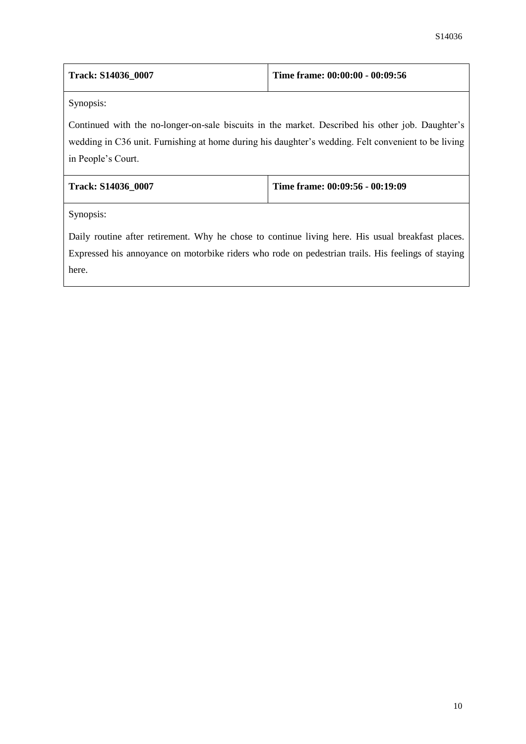| Track: S14036_0007 | Time frame: 00:00:00 - 00:09:56 |
|---|---|
| Synopsis: Continued with the no-longer-on-sale biscuits in the market. Described his other job. Daughter's wedding in C36 unit. Furnishing at home during his daughter's wedding. Felt convenient to be living in People's Court. | |

| Track: S14036_0007 | Time frame: 00:09:56 - 00:19:09 |
|---|---|
| Synopsis: Daily routine after retirement. Why he chose to continue living here. His usual breakfast places. Expressed his annoyance on motorbike riders who rode on pedestrian trails. His feelings of staying here. | |